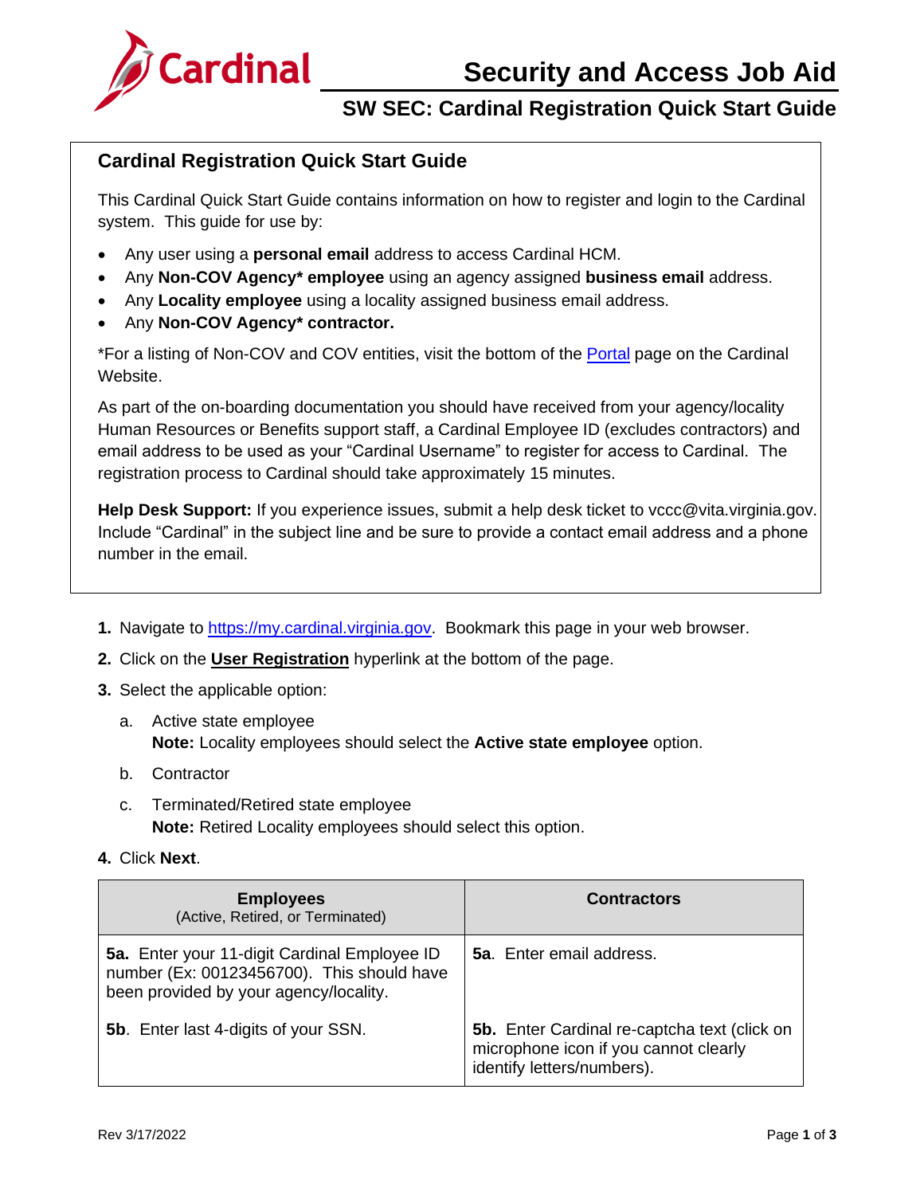# Security and Access Job Aid

## SW SEC: Cardinal Registration Quick Start Guide

### Cardinal Registration Quick Start Guide

This Cardinal Quick Start Guide contains information on how to register and login to the Cardinal system. This guide for use by:

- Any user using a **personal email** address to access Cardinal HCM.
- Any **Non-COV Agency* employee** using an agency assigned **business email** address.
- Any **Locality employee** using a locality assigned business email address.
- Any **Non-COV Agency* contractor.**

*For a listing of Non-COV and COV entities, visit the bottom of the [Portal](Portal) page on the Cardinal Website.

As part of the on-boarding documentation you should have received from your agency/locality Human Resources or Benefits support staff, a Cardinal Employee ID (excludes contractors) and email address to be used as your "Cardinal Username" to register for access to Cardinal. The registration process to Cardinal should take approximately 15 minutes.

**Help Desk Support:** If you experience issues, submit a help desk ticket to vccc@vita.virginia.gov. Include "Cardinal" in the subject line and be sure to provide a contact email address and a phone number in the email.

1. Navigate to [https://my.cardinal.virginia.gov](https://my.cardinal.virginia.gov). Bookmark this page in your web browser.
2. Click on the **User Registration** hyperlink at the bottom of the page.
3. Select the applicable option:
   a. Active state employee
      **Note:** Locality employees should select the **Active state employee** option.
   b. Contractor
   c. Terminated/Retired state employee
      **Note:** Retired Locality employees should select this option.
4. Click **Next**.

| **Employees** (Active, Retired, or Terminated) | **Contractors** |
|---|---|
| **5a.** Enter your 11-digit Cardinal Employee ID number (Ex: 00123456700). This should have been provided by your agency/locality. | **5a**. Enter email address. |
| **5b**. Enter last 4-digits of your SSN. | **5b.** Enter Cardinal re-captcha text (click on microphone icon if you cannot clearly identify letters/numbers). |

Rev 3/17/2022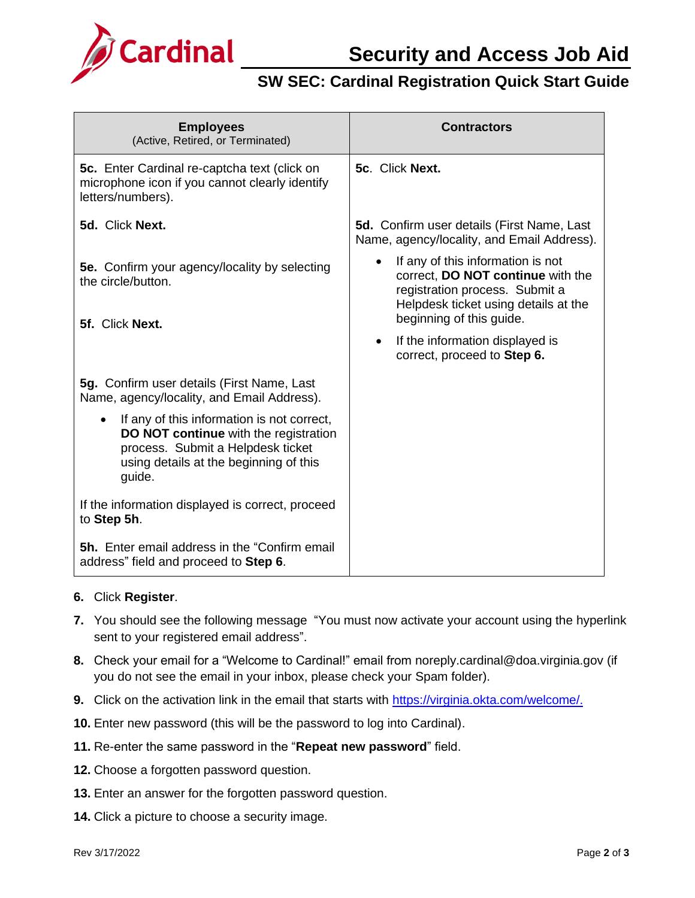# Security and Access Job Aid

## SW SEC: Cardinal Registration Quick Start Guide

| **Employees** (Active, Retired, or Terminated) | **Contractors** |
|---|---|
| **5c.** Enter Cardinal re-captcha text (click on microphone icon if you cannot clearly identify letters/numbers).<br><br>**5d.** Click **Next.**<br><br>**5e.** Confirm your agency/locality by selecting the circle/button.<br><br>**5f.** Click **Next.**<br><br>**5g.** Confirm user details (First Name, Last Name, agency/locality, and Email Address).<br>• If any of this information is not correct, **DO NOT continue** with the registration process. Submit a Helpdesk ticket using details at the beginning of this guide.<br><br>If the information displayed is correct, proceed to **Step 5h**.<br><br>**5h.** Enter email address in the "Confirm email address" field and proceed to **Step 6**. | **5c**. Click **Next.**<br><br>**5d.** Confirm user details (First Name, Last Name, agency/locality, and Email Address).<br>• If any of this information is not correct, **DO NOT continue** with the registration process. Submit a Helpdesk ticket using details at the beginning of this guide.<br>• If the information displayed is correct, proceed to **Step 6.** |

6. Click **Register**.
7. You should see the following message "You must now activate your account using the hyperlink sent to your registered email address".
8. Check your email for a "Welcome to Cardinal!" email from noreply.cardinal@doa.virginia.gov (if you do not see the email in your inbox, please check your Spam folder).
9. Click on the activation link in the email that starts with [https://virginia.okta.com/welcome/.](https://virginia.okta.com/welcome/)
10. Enter new password (this will be the password to log into Cardinal).
11. Re-enter the same password in the "**Repeat new password**" field.
12. Choose a forgotten password question.
13. Enter an answer for the forgotten password question.
14. Click a picture to choose a security image.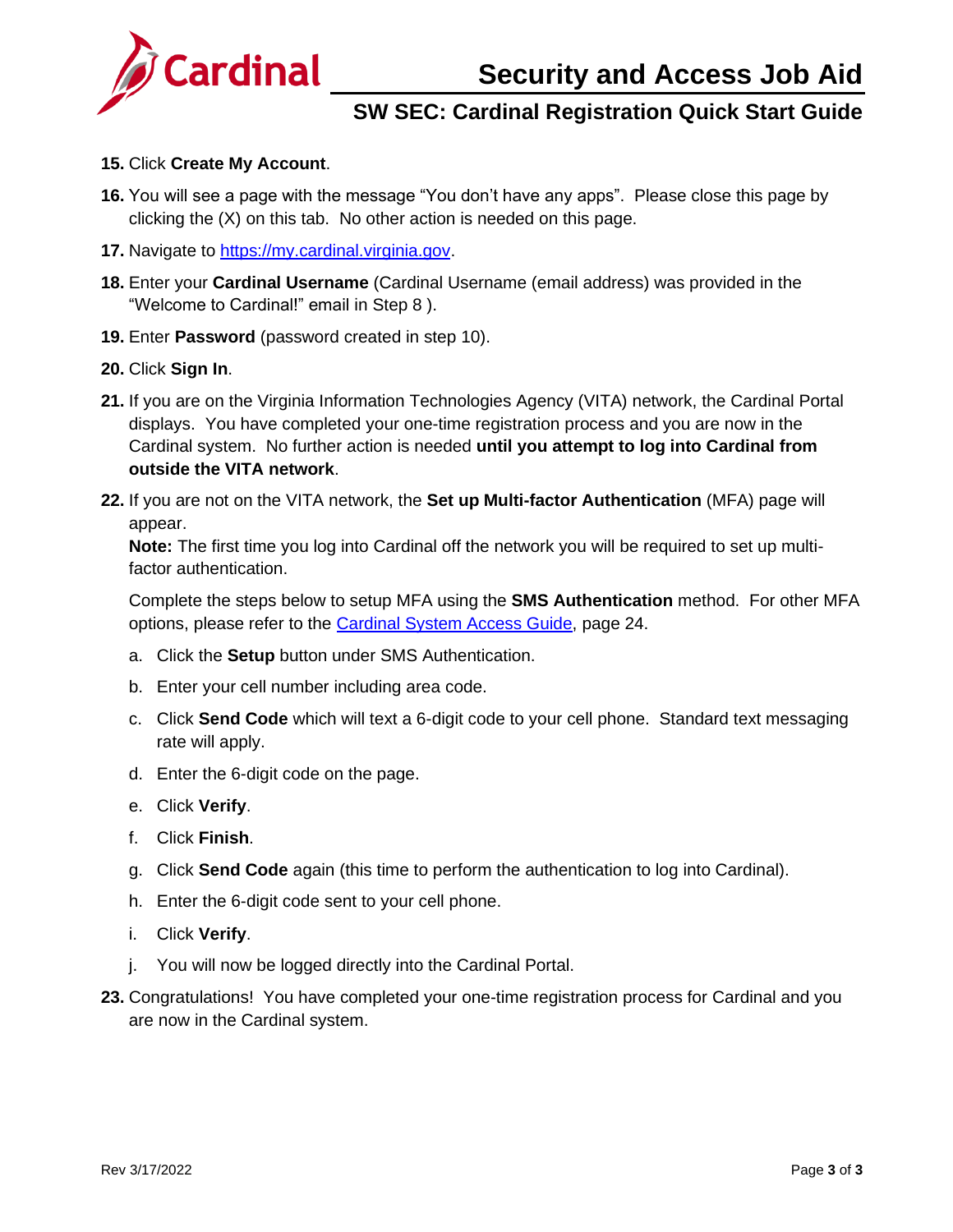15. Click **Create My Account**.

16. You will see a page with the message “You don’t have any apps”. Please close this page by clicking the (X) on this tab. No other action is needed on this page.

17. Navigate to [https://my.cardinal.virginia.gov](https://my.cardinal.virginia.gov).

18. Enter your **Cardinal Username** (Cardinal Username (email address) was provided in the “Welcome to Cardinal!” email in Step 8 ).

19. Enter **Password** (password created in step 10).

20. Click **Sign In**.

21. If you are on the Virginia Information Technologies Agency (VITA) network, the Cardinal Portal displays. You have completed your one-time registration process and you are now in the Cardinal system. No further action is needed **until you attempt to log into Cardinal from outside the VITA network**.

22. If you are not on the VITA network, the **Set up Multi-factor Authentication** (MFA) page will appear.
    **Note:** The first time you log into Cardinal off the network you will be required to set up multi-factor authentication.

    Complete the steps below to setup MFA using the **SMS Authentication** method. For other MFA options, please refer to the Cardinal System Access Guide, page 24.

    a. Click the **Setup** button under SMS Authentication.
    b. Enter your cell number including area code.
    c. Click **Send Code** which will text a 6-digit code to your cell phone. Standard text messaging rate will apply.
    d. Enter the 6-digit code on the page.
    e. Click **Verify**.
    f. Click **Finish**.
    g. Click **Send Code** again (this time to perform the authentication to log into Cardinal).
    h. Enter the 6-digit code sent to your cell phone.
    i. Click **Verify**.
    j. You will now be logged directly into the Cardinal Portal.

23. Congratulations! You have completed your one-time registration process for Cardinal and you are now in the Cardinal system.